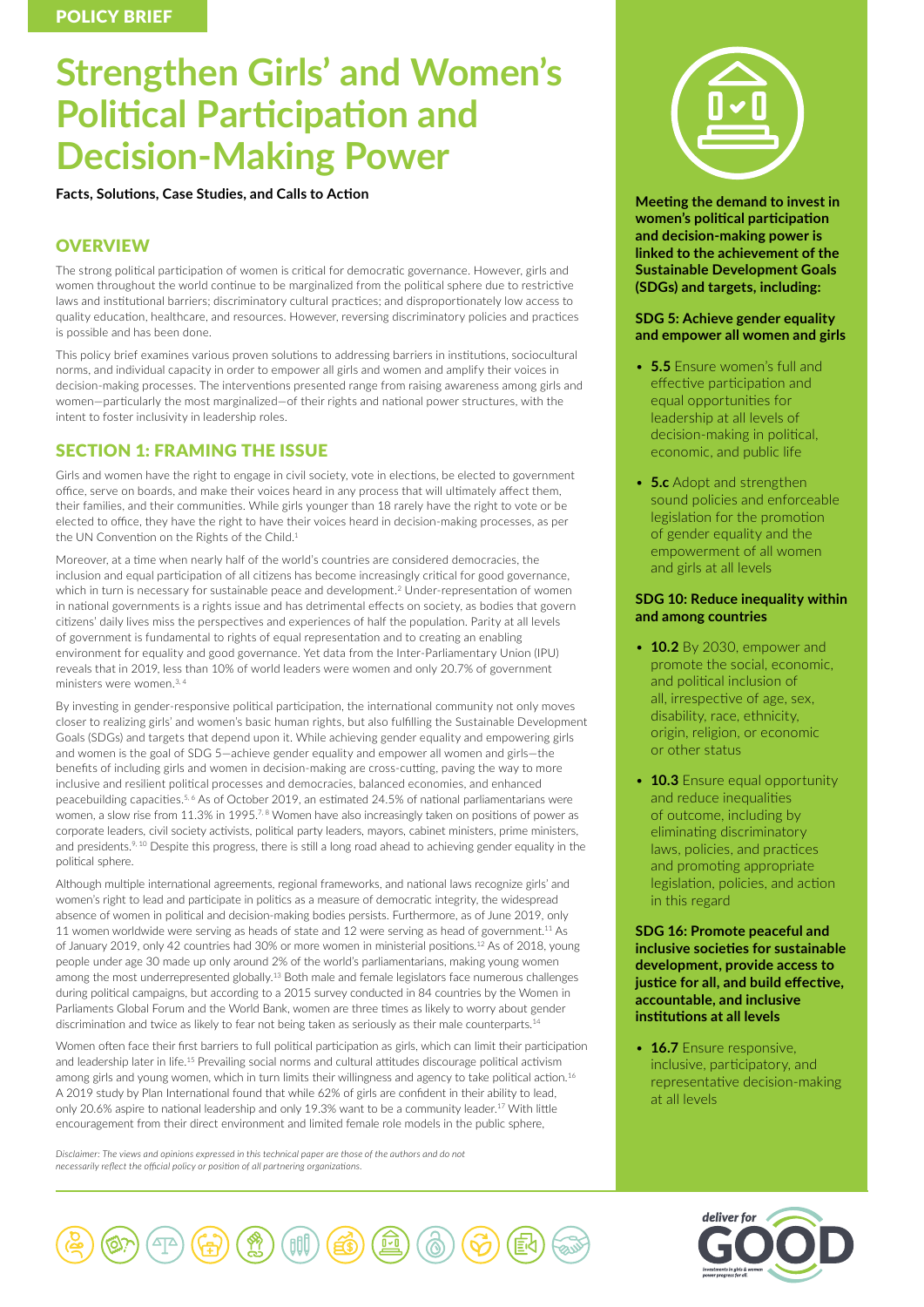POLICY BRIEF

# Strengthen Girls' and Women's Political Participation and Decision-Making Power

**Facts, Solutions, Case Studies, and Calls to Action**

## OVERVIEW

The strong political participation of women is critical for democratic governance. However, girls and women throughout the world continue to be marginalized from the political sphere due to restrictive laws and institutional barriers; discriminatory cultural practices; and disproportionately low access to quality education, healthcare, and resources. However, reversing discriminatory policies and practices is possible and has been done.

This policy brief examines various proven solutions to addressing barriers in institutions, sociocultural norms, and individual capacity in order to empower all girls and women and amplify their voices in decision-making processes. The interventions presented range from raising awareness among girls and women—particularly the most marginalized—of their rights and national power structures, with the intent to foster inclusivity in leadership roles.

## SECTION 1: FRAMING THE ISSUE

Girls and women have the right to engage in civil society, vote in elections, be elected to government office, serve on boards, and make their voices heard in any process that will ultimately affect them, their families, and their communities. While girls younger than 18 rarely have the right to vote or be elected to office, they have the right to have their voices heard in decision-making processes, as per the UN Convention on the Rights of the Child.[1]

Moreover, at a time when nearly half of the world's countries are considered democracies, the inclusion and equal participation of all citizens has become increasingly critical for good governance, which in turn is necessary for sustainable peace and development.[2] Under-representation of women in national governments is a rights issue and has detrimental effects on society, as bodies that govern citizens' daily lives miss the perspectives and experiences of half the population. Parity at all levels of government is fundamental to rights of equal representation and to creating an enabling environment for equality and good governance. Yet data from the Inter-Parliamentary Union (IPU) reveals that in 2019, less than 10% of world leaders were women and only 20.7% of government ministers were women.[3, 4]

By investing in gender-responsive political participation, the international community not only moves closer to realizing girls' and women's basic human rights, but also fulfilling the Sustainable Development Goals (SDGs) and targets that depend upon it. While achieving gender equality and empowering girls and women is the goal of SDG 5—achieve gender equality and empower all women and girls—the benefits of including girls and women in decision-making are cross-cutting, paving the way to more inclusive and resilient political processes and democracies, balanced economies, and enhanced peacebuilding capacities.[5, 6] As of October 2019, an estimated 24.5% of national parliamentarians were women, a slow rise from 11.3% in 1995.[7, 8] Women have also increasingly taken on positions of power as corporate leaders, civil society activists, political party leaders, mayors, cabinet ministers, prime ministers, and presidents.[9, 10] Despite this progress, there is still a long road ahead to achieving gender equality in the political sphere.

Although multiple international agreements, regional frameworks, and national laws recognize girls' and women's right to lead and participate in politics as a measure of democratic integrity, the widespread absence of women in political and decision-making bodies persists. Furthermore, as of June 2019, only 11 women worldwide were serving as heads of state and 12 were serving as head of government.[11] As of January 2019, only 42 countries had 30% or more women in ministerial positions.[12] As of 2018, young people under age 30 made up only around 2% of the world's parliamentarians, making young women among the most underrepresented globally.[13] Both male and female legislators face numerous challenges during political campaigns, but according to a 2015 survey conducted in 84 countries by the Women in Parliaments Global Forum and the World Bank, women are three times as likely to worry about gender discrimination and twice as likely to fear not being taken as seriously as their male counterparts.[14]

Women often face their first barriers to full political participation as girls, which can limit their participation and leadership later in life.[15] Prevailing social norms and cultural attitudes discourage political activism among girls and young women, which in turn limits their willingness and agency to take political action.[16] A 2019 study by Plan International found that while 62% of girls are confident in their ability to lead, only 20.6% aspire to national leadership and only 19.3% want to be a community leader.[17] With little encouragement from their direct environment and limited female role models in the public sphere,

*Disclaimer: The views and opinions expressed in this technical paper are those of the authors and do not necessarily reflect the official policy or position of all partnering organizations.*

**Meeting the demand to invest in women's political participation and decision-making power is linked to the achievement of the Sustainable Development Goals (SDGs) and targets, including:**

**SDG 5: Achieve gender equality and empower all women and girls**

- **5.5** Ensure women's full and effective participation and equal opportunities for leadership at all levels of decision-making in political, economic, and public life
- **5.c** Adopt and strengthen sound policies and enforceable legislation for the promotion of gender equality and the empowerment of all women and girls at all levels

**SDG 10: Reduce inequality within and among countries**

- **10.2** By 2030, empower and promote the social, economic, and political inclusion of all, irrespective of age, sex, disability, race, ethnicity, origin, religion, or economic or other status
- **10.3** Ensure equal opportunity and reduce inequalities of outcome, including by eliminating discriminatory laws, policies, and practices and promoting appropriate legislation, policies, and action in this regard

**SDG 16: Promote peaceful and inclusive societies for sustainable development, provide access to justice for all, and build effective, accountable, and inclusive institutions at all levels**

- **16.7** Ensure responsive, inclusive, participatory, and representative decision-making at all levels

deliver for GOOD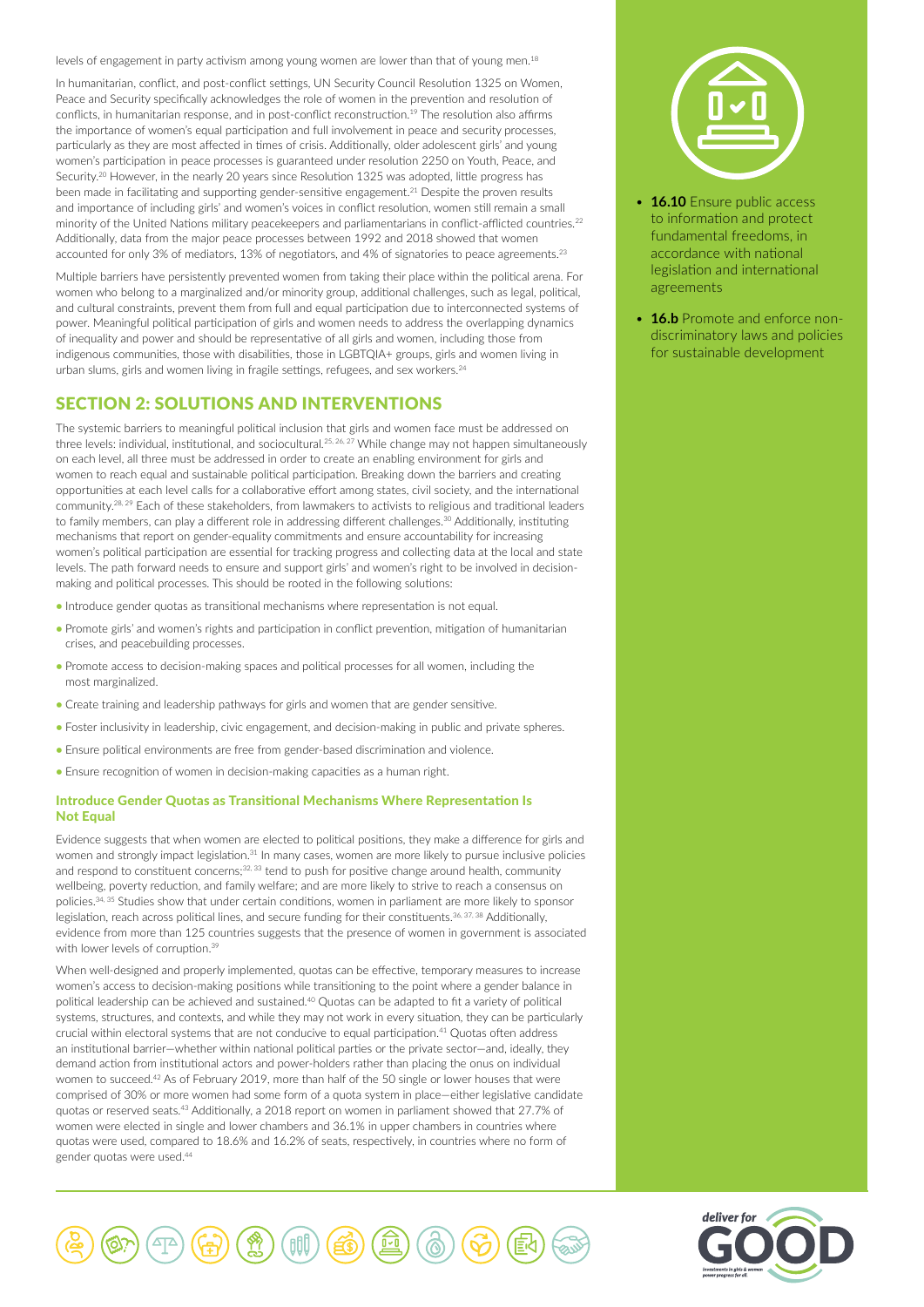levels of engagement in party activism among young women are lower than that of young men.[18]

In humanitarian, conflict, and post-conflict settings, UN Security Council Resolution 1325 on Women, Peace and Security specifically acknowledges the role of women in the prevention and resolution of conflicts, in humanitarian response, and in post-conflict reconstruction.[19] The resolution also affirms the importance of women's equal participation and full involvement in peace and security processes, particularly as they are most affected in times of crisis. Additionally, older adolescent girls' and young women's participation in peace processes is guaranteed under resolution 2250 on Youth, Peace, and Security.[20] However, in the nearly 20 years since Resolution 1325 was adopted, little progress has been made in facilitating and supporting gender-sensitive engagement.[21] Despite the proven results and importance of including girls' and women's voices in conflict resolution, women still remain a small minority of the United Nations military peacekeepers and parliamentarians in conflict-afflicted countries.[22] Additionally, data from the major peace processes between 1992 and 2018 showed that women accounted for only 3% of mediators, 13% of negotiators, and 4% of signatories to peace agreements.[23]

Multiple barriers have persistently prevented women from taking their place within the political arena. For women who belong to a marginalized and/or minority group, additional challenges, such as legal, political, and cultural constraints, prevent them from full and equal participation due to interconnected systems of power. Meaningful political participation of girls and women needs to address the overlapping dynamics of inequality and power and should be representative of all girls and women, including those from indigenous communities, those with disabilities, those in LGBTQIA+ groups, girls and women living in urban slums, girls and women living in fragile settings, refugees, and sex workers.[24]

## SECTION 2: SOLUTIONS AND INTERVENTIONS

The systemic barriers to meaningful political inclusion that girls and women face must be addressed on three levels: individual, institutional, and sociocultural.[25, 26, 27] While change may not happen simultaneously on each level, all three must be addressed in order to create an enabling environment for girls and women to reach equal and sustainable political participation. Breaking down the barriers and creating opportunities at each level calls for a collaborative effort among states, civil society, and the international community.[28, 29] Each of these stakeholders, from lawmakers to activists to religious and traditional leaders to family members, can play a different role in addressing different challenges.[30] Additionally, instituting mechanisms that report on gender-equality commitments and ensure accountability for increasing women's political participation are essential for tracking progress and collecting data at the local and state levels. The path forward needs to ensure and support girls' and women's right to be involved in decision-making and political processes. This should be rooted in the following solutions:

- Introduce gender quotas as transitional mechanisms where representation is not equal.
- Promote girls' and women's rights and participation in conflict prevention, mitigation of humanitarian crises, and peacebuilding processes.
- Promote access to decision-making spaces and political processes for all women, including the most marginalized.
- Create training and leadership pathways for girls and women that are gender sensitive.
- Foster inclusivity in leadership, civic engagement, and decision-making in public and private spheres.
- Ensure political environments are free from gender-based discrimination and violence.
- Ensure recognition of women in decision-making capacities as a human right.

### Introduce Gender Quotas as Transitional Mechanisms Where Representation Is Not Equal

Evidence suggests that when women are elected to political positions, they make a difference for girls and women and strongly impact legislation.[31] In many cases, women are more likely to pursue inclusive policies and respond to constituent concerns;[32, 33] tend to push for positive change around health, community wellbeing, poverty reduction, and family welfare; and are more likely to strive to reach a consensus on policies.[34, 35] Studies show that under certain conditions, women in parliament are more likely to sponsor legislation, reach across political lines, and secure funding for their constituents.[36, 37, 38] Additionally, evidence from more than 125 countries suggests that the presence of women in government is associated with lower levels of corruption.[39]

When well-designed and properly implemented, quotas can be effective, temporary measures to increase women's access to decision-making positions while transitioning to the point where a gender balance in political leadership can be achieved and sustained.[40] Quotas can be adapted to fit a variety of political systems, structures, and contexts, and while they may not work in every situation, they can be particularly crucial within electoral systems that are not conducive to equal participation.[41] Quotas often address an institutional barrier—whether within national political parties or the private sector—and, ideally, they demand action from institutional actors and power-holders rather than placing the onus on individual women to succeed.[42] As of February 2019, more than half of the 50 single or lower houses that were comprised of 30% or more women had some form of a quota system in place—either legislative candidate quotas or reserved seats.[43] Additionally, a 2018 report on women in parliament showed that 27.7% of women were elected in single and lower chambers and 36.1% in upper chambers in countries where quotas were used, compared to 18.6% and 16.2% of seats, respectively, in countries where no form of gender quotas were used.[44]

- **16.10** Ensure public access to information and protect fundamental freedoms, in accordance with national legislation and international agreements
- **16.b** Promote and enforce non-discriminatory laws and policies for sustainable development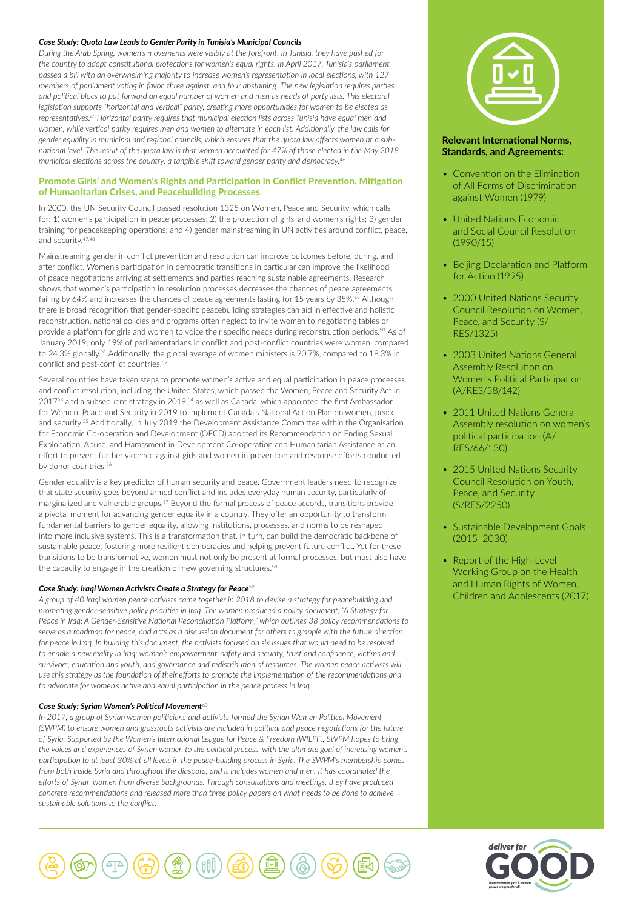### *Case Study: Quota Law Leads to Gender Parity in Tunisia's Municipal Councils*

*During the Arab Spring, women's movements were visibly at the forefront. In Tunisia, they have pushed for the country to adopt constitutional protections for women's equal rights. In April 2017, Tunisia's parliament passed a bill with an overwhelming majority to increase women's representation in local elections, with 127 members of parliament voting in favor, three against, and four abstaining. The new legislation requires parties and political blocs to put forward an equal number of women and men as heads of party lists. This electoral legislation supports "horizontal and vertical" parity, creating more opportunities for women to be elected as representatives.[45] Horizontal parity requires that municipal election lists across Tunisia have equal men and women, while vertical parity requires men and women to alternate in each list. Additionally, the law calls for gender equality in municipal and regional councils, which ensures that the quota law affects women at a sub-national level. The result of the quota law is that women accounted for 47% of those elected in the May 2018 municipal elections across the country, a tangible shift toward gender parity and democracy.[46]*

## Promote Girls' and Women's Rights and Participation in Conflict Prevention, Mitigation of Humanitarian Crises, and Peacebuilding Processes

In 2000, the UN Security Council passed resolution 1325 on Women, Peace and Security, which calls for: 1) women's participation in peace processes; 2) the protection of girls' and women's rights; 3) gender training for peacekeeping operations; and 4) gender mainstreaming in UN activities around conflict, peace, and security.[47,48]

Mainstreaming gender in conflict prevention and resolution can improve outcomes before, during, and after conflict. Women's participation in democratic transitions in particular can improve the likelihood of peace negotiations arriving at settlements and parties reaching sustainable agreements. Research shows that women's participation in resolution processes decreases the chances of peace agreements failing by 64% and increases the chances of peace agreements lasting for 15 years by 35%.[49] Although there is broad recognition that gender-specific peacebuilding strategies can aid in effective and holistic reconstruction, national policies and programs often neglect to invite women to negotiating tables or provide a platform for girls and women to voice their specific needs during reconstruction periods.[50] As of January 2019, only 19% of parliamentarians in conflict and post-conflict countries were women, compared to 24.3% globally.[51] Additionally, the global average of women ministers is 20.7%, compared to 18.3% in conflict and post-conflict countries.[52]

Several countries have taken steps to promote women's active and equal participation in peace processes and conflict resolution, including the United States, which passed the Women, Peace and Security Act in 2017[53] and a subsequent strategy in 2019,[54] as well as Canada, which appointed the first Ambassador for Women, Peace and Security in 2019 to implement Canada's National Action Plan on women, peace and security.[55] Additionally, in July 2019 the Development Assistance Committee within the Organisation for Economic Co-operation and Development (OECD) adopted its Recommendation on Ending Sexual Exploitation, Abuse, and Harassment in Development Co-operation and Humanitarian Assistance as an effort to prevent further violence against girls and women in prevention and response efforts conducted by donor countries.[56]

Gender equality is a key predictor of human security and peace. Government leaders need to recognize that state security goes beyond armed conflict and includes everyday human security, particularly of marginalized and vulnerable groups.[57] Beyond the formal process of peace accords, transitions provide a pivotal moment for advancing gender equality in a country. They offer an opportunity to transform fundamental barriers to gender equality, allowing institutions, processes, and norms to be reshaped into more inclusive systems. This is a transformation that, in turn, can build the democratic backbone of sustainable peace, fostering more resilient democracies and helping prevent future conflict. Yet for these transitions to be transformative, women must not only be present at formal processes, but must also have the capacity to engage in the creation of new governing structures.[58]

### *Case Study: Iraqi Women Activists Create a Strategy for Peace*[59]

*A group of 40 Iraqi women peace activists came together in 2018 to devise a strategy for peacebuilding and promoting gender-sensitive policy priorities in Iraq. The women produced a policy document, "A Strategy for Peace in Iraq: A Gender-Sensitive National Reconciliation Platform," which outlines 38 policy recommendations to serve as a roadmap for peace, and acts as a discussion document for others to grapple with the future direction for peace in Iraq. In building this document, the activists focused on six issues that would need to be resolved to enable a new reality in Iraq: women's empowerment, safety and security, trust and confidence, victims and survivors, education and youth, and governance and redistribution of resources. The women peace activists will use this strategy as the foundation of their efforts to promote the implementation of the recommendations and to advocate for women's active and equal participation in the peace process in Iraq.*

### *Case Study: Syrian Women's Political Movement*[60]

*In 2017, a group of Syrian women politicians and activists formed the Syrian Women Political Movement (SWPM) to ensure women and grassroots activists are included in political and peace negotiations for the future of Syria. Supported by the Women's International League for Peace & Freedom (WILPF), SWPM hopes to bring the voices and experiences of Syrian women to the political process, with the ultimate goal of increasing women's participation to at least 30% at all levels in the peace-building process in Syria. The SWPM's membership comes from both inside Syria and throughout the diaspora, and it includes women and men. It has coordinated the efforts of Syrian women from diverse backgrounds. Through consultations and meetings, they have produced concrete recommendations and released more than three policy papers on what needs to be done to achieve sustainable solutions to the conflict.*

**Relevant International Norms, Standards, and Agreements:**

- Convention on the Elimination of All Forms of Discrimination against Women (1979)
- United Nations Economic and Social Council Resolution (1990/15)
- Beijing Declaration and Platform for Action (1995)
- 2000 United Nations Security Council Resolution on Women, Peace, and Security (S/RES/1325)
- 2003 United Nations General Assembly Resolution on Women's Political Participation (A/RES/58/142)
- 2011 United Nations General Assembly resolution on women's political participation (A/RES/66/130)
- 2015 United Nations Security Council Resolution on Youth, Peace, and Security (S/RES/2250)
- Sustainable Development Goals (2015–2030)
- Report of the High-Level Working Group on the Health and Human Rights of Women, Children and Adolescents (2017)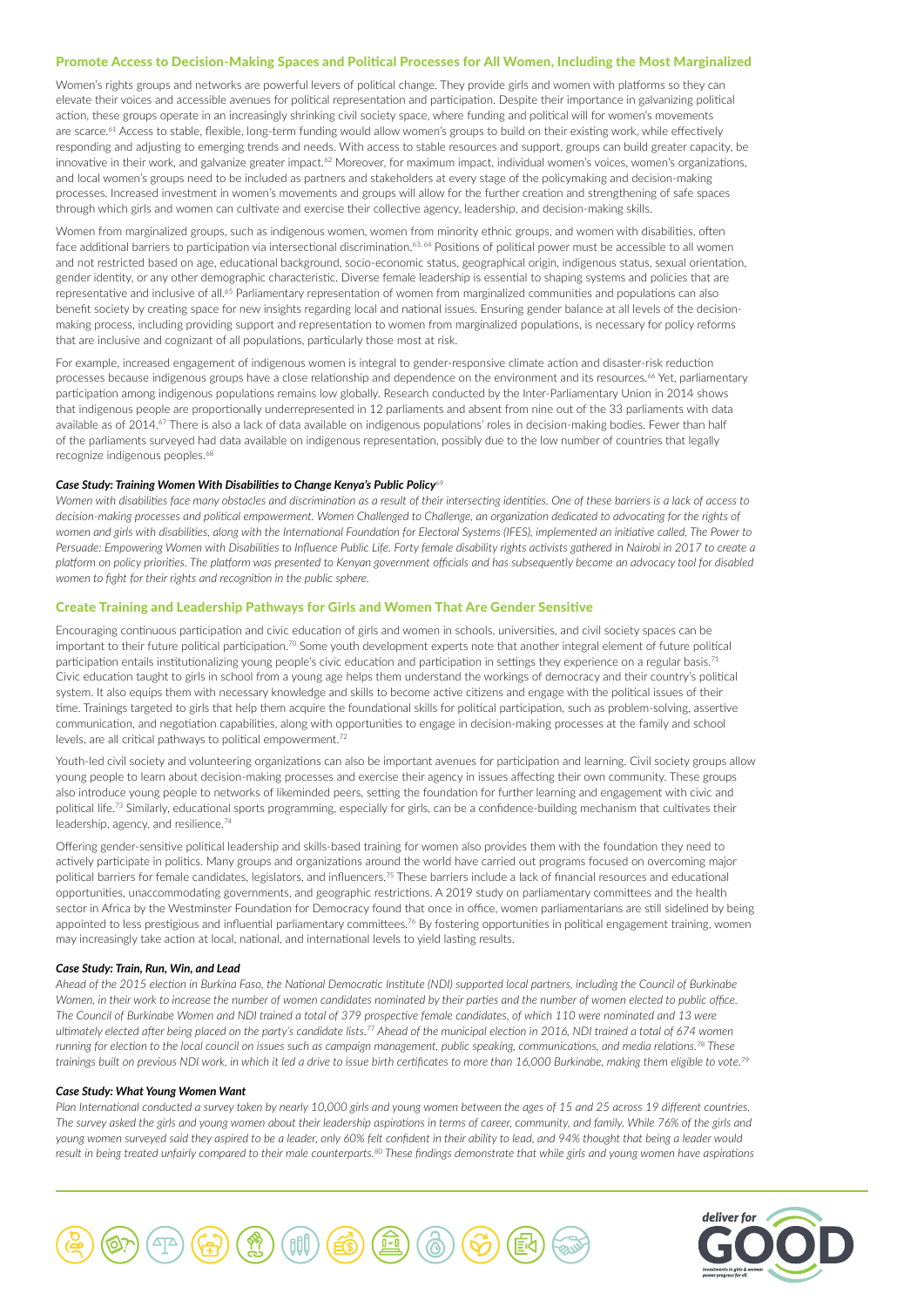## Promote Access to Decision-Making Spaces and Political Processes for All Women, Including the Most Marginalized

Women's rights groups and networks are powerful levers of political change. They provide girls and women with platforms so they can elevate their voices and accessible avenues for political representation and participation. Despite their importance in galvanizing political action, these groups operate in an increasingly shrinking civil society space, where funding and political will for women's movements are scarce.[61] Access to stable, flexible, long-term funding would allow women's groups to build on their existing work, while effectively responding and adjusting to emerging trends and needs. With access to stable resources and support, groups can build greater capacity, be innovative in their work, and galvanize greater impact.[62] Moreover, for maximum impact, individual women's voices, women's organizations, and local women's groups need to be included as partners and stakeholders at every stage of the policymaking and decision-making processes. Increased investment in women's movements and groups will allow for the further creation and strengthening of safe spaces through which girls and women can cultivate and exercise their collective agency, leadership, and decision-making skills.

Women from marginalized groups, such as indigenous women, women from minority ethnic groups, and women with disabilities, often face additional barriers to participation via intersectional discrimination.[63, 64] Positions of political power must be accessible to all women and not restricted based on age, educational background, socio-economic status, geographical origin, indigenous status, sexual orientation, gender identity, or any other demographic characteristic. Diverse female leadership is essential to shaping systems and policies that are representative and inclusive of all.[65] Parliamentary representation of women from marginalized communities and populations can also benefit society by creating space for new insights regarding local and national issues. Ensuring gender balance at all levels of the decision-making process, including providing support and representation to women from marginalized populations, is necessary for policy reforms that are inclusive and cognizant of all populations, particularly those most at risk.

For example, increased engagement of indigenous women is integral to gender-responsive climate action and disaster-risk reduction processes because indigenous groups have a close relationship and dependence on the environment and its resources.[66] Yet, parliamentary participation among indigenous populations remains low globally. Research conducted by the Inter-Parliamentary Union in 2014 shows that indigenous people are proportionally underrepresented in 12 parliaments and absent from nine out of the 33 parliaments with data available as of 2014.[67] There is also a lack of data available on indigenous populations' roles in decision-making bodies. Fewer than half of the parliaments surveyed had data available on indigenous representation, possibly due to the low number of countries that legally recognize indigenous peoples.[68]

#### *Case Study: Training Women With Disabilities to Change Kenya's Public Policy*[69]

*Women with disabilities face many obstacles and discrimination as a result of their intersecting identities. One of these barriers is a lack of access to decision-making processes and political empowerment. Women Challenged to Challenge, an organization dedicated to advocating for the rights of women and girls with disabilities, along with the International Foundation for Electoral Systems (IFES), implemented an initiative called, The Power to Persuade: Empowering Women with Disabilities to Influence Public Life. Forty female disability rights activists gathered in Nairobi in 2017 to create a platform on policy priorities. The platform was presented to Kenyan government officials and has subsequently become an advocacy tool for disabled women to fight for their rights and recognition in the public sphere.*

## Create Training and Leadership Pathways for Girls and Women That Are Gender Sensitive

Encouraging continuous participation and civic education of girls and women in schools, universities, and civil society spaces can be important to their future political participation.[70] Some youth development experts note that another integral element of future political participation entails institutionalizing young people's civic education and participation in settings they experience on a regular basis.[71] Civic education taught to girls in school from a young age helps them understand the workings of democracy and their country's political system. It also equips them with necessary knowledge and skills to become active citizens and engage with the political issues of their time. Trainings targeted to girls that help them acquire the foundational skills for political participation, such as problem-solving, assertive communication, and negotiation capabilities, along with opportunities to engage in decision-making processes at the family and school levels, are all critical pathways to political empowerment.[72]

Youth-led civil society and volunteering organizations can also be important avenues for participation and learning. Civil society groups allow young people to learn about decision-making processes and exercise their agency in issues affecting their own community. These groups also introduce young people to networks of likeminded peers, setting the foundation for further learning and engagement with civic and political life.[73] Similarly, educational sports programming, especially for girls, can be a confidence-building mechanism that cultivates their leadership, agency, and resilience.[74]

Offering gender-sensitive political leadership and skills-based training for women also provides them with the foundation they need to actively participate in politics. Many groups and organizations around the world have carried out programs focused on overcoming major political barriers for female candidates, legislators, and influencers.[75] These barriers include a lack of financial resources and educational opportunities, unaccommodating governments, and geographic restrictions. A 2019 study on parliamentary committees and the health sector in Africa by the Westminster Foundation for Democracy found that once in office, women parliamentarians are still sidelined by being appointed to less prestigious and influential parliamentary committees.[76] By fostering opportunities in political engagement training, women may increasingly take action at local, national, and international levels to yield lasting results.

#### *Case Study: Train, Run, Win, and Lead*

*Ahead of the 2015 election in Burkina Faso, the National Democratic Institute (NDI) supported local partners, including the Council of Burkinabe Women, in their work to increase the number of women candidates nominated by their parties and the number of women elected to public office. The Council of Burkinabe Women and NDI trained a total of 379 prospective female candidates, of which 110 were nominated and 13 were ultimately elected after being placed on the party's candidate lists.*[77] *Ahead of the municipal election in 2016, NDI trained a total of 674 women running for election to the local council on issues such as campaign management, public speaking, communications, and media relations.*[78] *These trainings built on previous NDI work, in which it led a drive to issue birth certificates to more than 16,000 Burkinabe, making them eligible to vote.*[79]

#### *Case Study: What Young Women Want*

*Plan International conducted a survey taken by nearly 10,000 girls and young women between the ages of 15 and 25 across 19 different countries. The survey asked the girls and young women about their leadership aspirations in terms of career, community, and family. While 76% of the girls and young women surveyed said they aspired to be a leader, only 60% felt confident in their ability to lead, and 94% thought that being a leader would result in being treated unfairly compared to their male counterparts.*[80] *These findings demonstrate that while girls and young women have aspirations*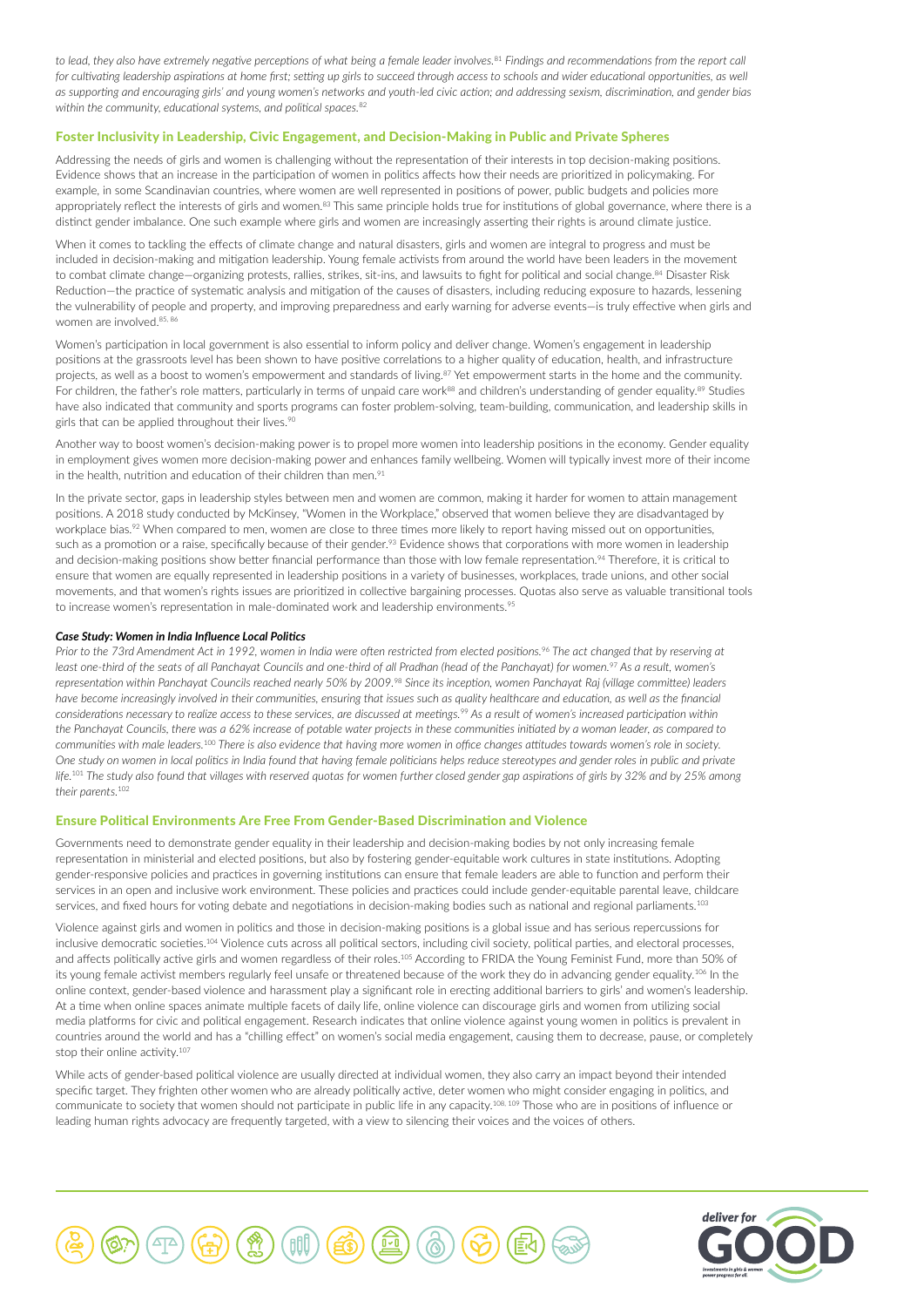*to lead, they also have extremely negative perceptions of what being a female leader involves.*[81] *Findings and recommendations from the report call for cultivating leadership aspirations at home first; setting up girls to succeed through access to schools and wider educational opportunities, as well as supporting and encouraging girls' and young women's networks and youth-led civic action; and addressing sexism, discrimination, and gender bias within the community, educational systems, and political spaces.*[82]

## Foster Inclusivity in Leadership, Civic Engagement, and Decision-Making in Public and Private Spheres

Addressing the needs of girls and women is challenging without the representation of their interests in top decision-making positions. Evidence shows that an increase in the participation of women in politics affects how their needs are prioritized in policymaking. For example, in some Scandinavian countries, where women are well represented in positions of power, public budgets and policies more appropriately reflect the interests of girls and women.[83] This same principle holds true for institutions of global governance, where there is a distinct gender imbalance. One such example where girls and women are increasingly asserting their rights is around climate justice.

When it comes to tackling the effects of climate change and natural disasters, girls and women are integral to progress and must be included in decision-making and mitigation leadership. Young female activists from around the world have been leaders in the movement to combat climate change—organizing protests, rallies, strikes, sit-ins, and lawsuits to fight for political and social change.[84] Disaster Risk Reduction—the practice of systematic analysis and mitigation of the causes of disasters, including reducing exposure to hazards, lessening the vulnerability of people and property, and improving preparedness and early warning for adverse events—is truly effective when girls and women are involved.[85, 86]

Women's participation in local government is also essential to inform policy and deliver change. Women's engagement in leadership positions at the grassroots level has been shown to have positive correlations to a higher quality of education, health, and infrastructure projects, as well as a boost to women's empowerment and standards of living.[87] Yet empowerment starts in the home and the community. For children, the father's role matters, particularly in terms of unpaid care work[88] and children's understanding of gender equality.[89] Studies have also indicated that community and sports programs can foster problem-solving, team-building, communication, and leadership skills in girls that can be applied throughout their lives.[90]

Another way to boost women's decision-making power is to propel more women into leadership positions in the economy. Gender equality in employment gives women more decision-making power and enhances family wellbeing. Women will typically invest more of their income in the health, nutrition and education of their children than men.[91]

In the private sector, gaps in leadership styles between men and women are common, making it harder for women to attain management positions. A 2018 study conducted by McKinsey, "Women in the Workplace," observed that women believe they are disadvantaged by workplace bias.[92] When compared to men, women are close to three times more likely to report having missed out on opportunities, such as a promotion or a raise, specifically because of their gender.[93] Evidence shows that corporations with more women in leadership and decision-making positions show better financial performance than those with low female representation.[94] Therefore, it is critical to ensure that women are equally represented in leadership positions in a variety of businesses, workplaces, trade unions, and other social movements, and that women's rights issues are prioritized in collective bargaining processes. Quotas also serve as valuable transitional tools to increase women's representation in male-dominated work and leadership environments.[95]

***Case Study: Women in India Influence Local Politics***

*Prior to the 73rd Amendment Act in 1992, women in India were often restricted from elected positions.*[96] *The act changed that by reserving at least one-third of the seats of all Panchayat Councils and one-third of all Pradhan (head of the Panchayat) for women.*[97] *As a result, women's representation within Panchayat Councils reached nearly 50% by 2009.*[98] *Since its inception, women Panchayat Raj (village committee) leaders have become increasingly involved in their communities, ensuring that issues such as quality healthcare and education, as well as the financial considerations necessary to realize access to these services, are discussed at meetings.*[99] *As a result of women's increased participation within the Panchayat Councils, there was a 62% increase of potable water projects in these communities initiated by a woman leader, as compared to communities with male leaders.*[100] *There is also evidence that having more women in office changes attitudes towards women's role in society. One study on women in local politics in India found that having female politicians helps reduce stereotypes and gender roles in public and private life.*[101] *The study also found that villages with reserved quotas for women further closed gender gap aspirations of girls by 32% and by 25% among their parents.*[102]

## Ensure Political Environments Are Free From Gender-Based Discrimination and Violence

Governments need to demonstrate gender equality in their leadership and decision-making bodies by not only increasing female representation in ministerial and elected positions, but also by fostering gender-equitable work cultures in state institutions. Adopting gender-responsive policies and practices in governing institutions can ensure that female leaders are able to function and perform their services in an open and inclusive work environment. These policies and practices could include gender-equitable parental leave, childcare services, and fixed hours for voting debate and negotiations in decision-making bodies such as national and regional parliaments.[103]

Violence against girls and women in politics and those in decision-making positions is a global issue and has serious repercussions for inclusive democratic societies.[104] Violence cuts across all political sectors, including civil society, political parties, and electoral processes, and affects politically active girls and women regardless of their roles.[105] According to FRIDA the Young Feminist Fund, more than 50% of its young female activist members regularly feel unsafe or threatened because of the work they do in advancing gender equality.[106] In the online context, gender-based violence and harassment play a significant role in erecting additional barriers to girls' and women's leadership. At a time when online spaces animate multiple facets of daily life, online violence can discourage girls and women from utilizing social media platforms for civic and political engagement. Research indicates that online violence against young women in politics is prevalent in countries around the world and has a "chilling effect" on women's social media engagement, causing them to decrease, pause, or completely stop their online activity.[107]

While acts of gender-based political violence are usually directed at individual women, they also carry an impact beyond their intended specific target. They frighten other women who are already politically active, deter women who might consider engaging in politics, and communicate to society that women should not participate in public life in any capacity.[108, 109] Those who are in positions of influence or leading human rights advocacy are frequently targeted, with a view to silencing their voices and the voices of others.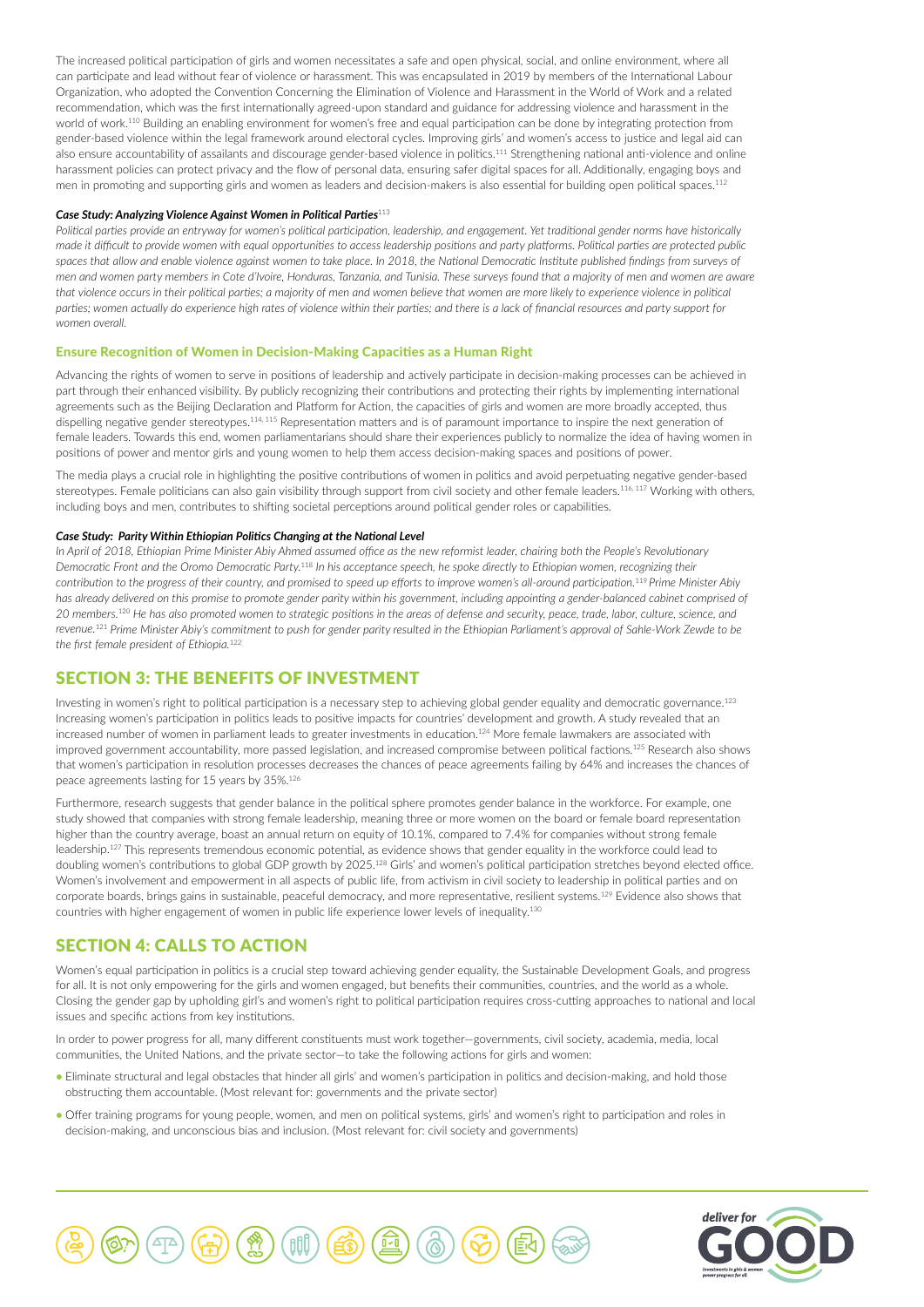The increased political participation of girls and women necessitates a safe and open physical, social, and online environment, where all can participate and lead without fear of violence or harassment. This was encapsulated in 2019 by members of the International Labour Organization, who adopted the Convention Concerning the Elimination of Violence and Harassment in the World of Work and a related recommendation, which was the first internationally agreed-upon standard and guidance for addressing violence and harassment in the world of work.[110] Building an enabling environment for women's free and equal participation can be done by integrating protection from gender-based violence within the legal framework around electoral cycles. Improving girls' and women's access to justice and legal aid can also ensure accountability of assailants and discourage gender-based violence in politics.[111] Strengthening national anti-violence and online harassment policies can protect privacy and the flow of personal data, ensuring safer digital spaces for all. Additionally, engaging boys and men in promoting and supporting girls and women as leaders and decision-makers is also essential for building open political spaces.[112]

#### *Case Study: Analyzing Violence Against Women in Political Parties*[113]

*Political parties provide an entryway for women's political participation, leadership, and engagement. Yet traditional gender norms have historically made it difficult to provide women with equal opportunities to access leadership positions and party platforms. Political parties are protected public spaces that allow and enable violence against women to take place. In 2018, the National Democratic Institute published findings from surveys of men and women party members in Cote d'Ivoire, Honduras, Tanzania, and Tunisia. These surveys found that a majority of men and women are aware that violence occurs in their political parties; a majority of men and women believe that women are more likely to experience violence in political parties; women actually do experience high rates of violence within their parties; and there is a lack of financial resources and party support for women overall.*

### Ensure Recognition of Women in Decision-Making Capacities as a Human Right

Advancing the rights of women to serve in positions of leadership and actively participate in decision-making processes can be achieved in part through their enhanced visibility. By publicly recognizing their contributions and protecting their rights by implementing international agreements such as the Beijing Declaration and Platform for Action, the capacities of girls and women are more broadly accepted, thus dispelling negative gender stereotypes.[114, 115] Representation matters and is of paramount importance to inspire the next generation of female leaders. Towards this end, women parliamentarians should share their experiences publicly to normalize the idea of having women in positions of power and mentor girls and young women to help them access decision-making spaces and positions of power.

The media plays a crucial role in highlighting the positive contributions of women in politics and avoid perpetuating negative gender-based stereotypes. Female politicians can also gain visibility through support from civil society and other female leaders.[116, 117] Working with others, including boys and men, contributes to shifting societal perceptions around political gender roles or capabilities.

#### *Case Study: Parity Within Ethiopian Politics Changing at the National Level*

*In April of 2018, Ethiopian Prime Minister Abiy Ahmed assumed office as the new reformist leader, chairing both the People's Revolutionary Democratic Front and the Oromo Democratic Party.*[118] *In his acceptance speech, he spoke directly to Ethiopian women, recognizing their contribution to the progress of their country, and promised to speed up efforts to improve women's all-around participation.*[119] *Prime Minister Abiy has already delivered on this promise to promote gender parity within his government, including appointing a gender-balanced cabinet comprised of 20 members.*[120] *He has also promoted women to strategic positions in the areas of defense and security, peace, trade, labor, culture, science, and revenue.*[121] *Prime Minister Abiy's commitment to push for gender parity resulted in the Ethiopian Parliament's approval of Sahle-Work Zewde to be the first female president of Ethiopia.*[122]

## SECTION 3: THE BENEFITS OF INVESTMENT

Investing in women's right to political participation is a necessary step to achieving global gender equality and democratic governance.[123] Increasing women's participation in politics leads to positive impacts for countries' development and growth. A study revealed that an increased number of women in parliament leads to greater investments in education.[124] More female lawmakers are associated with improved government accountability, more passed legislation, and increased compromise between political factions.[125] Research also shows that women's participation in resolution processes decreases the chances of peace agreements failing by 64% and increases the chances of peace agreements lasting for 15 years by 35%.[126]

Furthermore, research suggests that gender balance in the political sphere promotes gender balance in the workforce. For example, one study showed that companies with strong female leadership, meaning three or more women on the board or female board representation higher than the country average, boast an annual return on equity of 10.1%, compared to 7.4% for companies without strong female leadership.[127] This represents tremendous economic potential, as evidence shows that gender equality in the workforce could lead to doubling women's contributions to global GDP growth by 2025.[128] Girls' and women's political participation stretches beyond elected office. Women's involvement and empowerment in all aspects of public life, from activism in civil society to leadership in political parties and on corporate boards, brings gains in sustainable, peaceful democracy, and more representative, resilient systems.[129] Evidence also shows that countries with higher engagement of women in public life experience lower levels of inequality.[130]

## SECTION 4: CALLS TO ACTION

Women's equal participation in politics is a crucial step toward achieving gender equality, the Sustainable Development Goals, and progress for all. It is not only empowering for the girls and women engaged, but benefits their communities, countries, and the world as a whole. Closing the gender gap by upholding girl's and women's right to political participation requires cross-cutting approaches to national and local issues and specific actions from key institutions.

In order to power progress for all, many different constituents must work together—governments, civil society, academia, media, local communities, the United Nations, and the private sector—to take the following actions for girls and women:

- Eliminate structural and legal obstacles that hinder all girls' and women's participation in politics and decision-making, and hold those obstructing them accountable. (Most relevant for: governments and the private sector)
- Offer training programs for young people, women, and men on political systems, girls' and women's right to participation and roles in decision-making, and unconscious bias and inclusion. (Most relevant for: civil society and governments)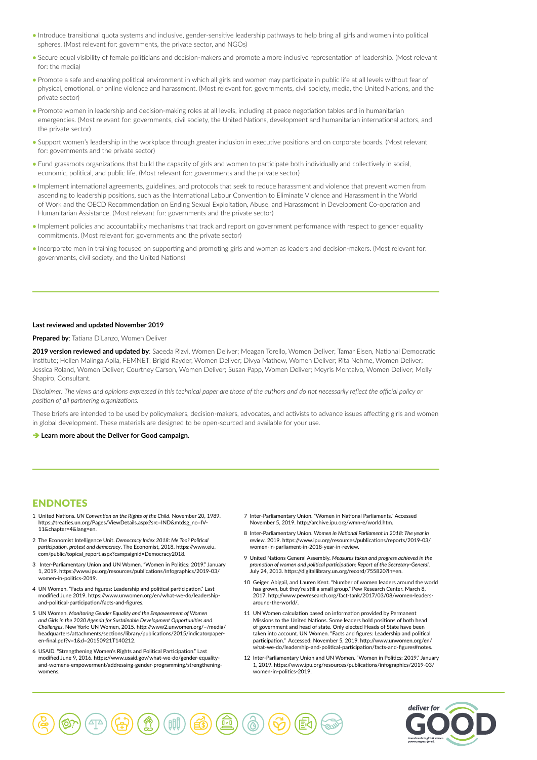- Introduce transitional quota systems and inclusive, gender-sensitive leadership pathways to help bring all girls and women into political spheres. (Most relevant for: governments, the private sector, and NGOs)
- Secure equal visibility of female politicians and decision-makers and promote a more inclusive representation of leadership. (Most relevant for: the media)
- Promote a safe and enabling political environment in which all girls and women may participate in public life at all levels without fear of physical, emotional, or online violence and harassment. (Most relevant for: governments, civil society, media, the United Nations, and the private sector)
- Promote women in leadership and decision-making roles at all levels, including at peace negotiation tables and in humanitarian emergencies. (Most relevant for: governments, civil society, the United Nations, development and humanitarian international actors, and the private sector)
- Support women's leadership in the workplace through greater inclusion in executive positions and on corporate boards. (Most relevant for: governments and the private sector)
- Fund grassroots organizations that build the capacity of girls and women to participate both individually and collectively in social, economic, political, and public life. (Most relevant for: governments and the private sector)
- Implement international agreements, guidelines, and protocols that seek to reduce harassment and violence that prevent women from ascending to leadership positions, such as the International Labour Convention to Eliminate Violence and Harassment in the World of Work and the OECD Recommendation on Ending Sexual Exploitation, Abuse, and Harassment in Development Co-operation and Humanitarian Assistance. (Most relevant for: governments and the private sector)
- Implement policies and accountability mechanisms that track and report on government performance with respect to gender equality commitments. (Most relevant for: governments and the private sector)
- Incorporate men in training focused on supporting and promoting girls and women as leaders and decision-makers. (Most relevant for: governments, civil society, and the United Nations)

**Last reviewed and updated November 2019**

**Prepared by**: Tatiana DiLanzo, Women Deliver

**2019 version reviewed and updated by**: Saeeda Rizvi, Women Deliver; Meagan Torello, Women Deliver; Tamar Eisen, National Democratic Institute; Hellen Malinga Apila, FEMNET; Brigid Rayder, Women Deliver; Divya Mathew, Women Deliver; Rita Nehme, Women Deliver; Jessica Roland, Women Deliver; Courtney Carson, Women Deliver; Susan Papp, Women Deliver; Meyris Montalvo, Women Deliver; Molly Shapiro, Consultant.

*Disclaimer: The views and opinions expressed in this technical paper are those of the authors and do not necessarily reflect the official policy or position of all partnering organizations.*

These briefs are intended to be used by policymakers, decision-makers, advocates, and activists to advance issues affecting girls and women in global development. These materials are designed to be open-sourced and available for your use.

➔ **Learn more about the Deliver for Good campaign.**

## ENDNOTES

1. United Nations. *UN Convention on the Rights of the Child*. November 20, 1989. https://treaties.un.org/Pages/ViewDetails.aspx?src=IND&mtdsg_no=IV-11&chapter=4&lang=en.
2. The Economist Intelligence Unit. *Democracy Index 2018: Me Too? Political participation, protest and democracy*. The Economist, 2018. https://www.eiu.com/public/topical_report.aspx?campaignid=Democracy2018.
3. Inter-Parliamentary Union and UN Women. "Women in Politics: 2019." January 1, 2019. https://www.ipu.org/resources/publications/infographics/2019-03/women-in-politics-2019.
4. UN Women. "Facts and figures: Leadership and political participation." Last modified June 2019. https://www.unwomen.org/en/what-we-do/leadership-and-political-participation/facts-and-figures.
5. UN Women. *Monitoring Gender Equality and the Empowerment of Women and Girls in the 2030 Agenda for Sustainable Development Opportunities and Challenges*. New York: UN Women, 2015. http://www2.unwomen.org/~/media/headquarters/attachments/sections/library/publications/2015/indicatorpaper-en-final.pdf?v=1&d=20150921T140212.
6. USAID. "Strengthening Women's Rights and Political Participation." Last modified June 9, 2016. https://www.usaid.gov/what-we-do/gender-equality-and-womens-empowerment/addressing-gender-programming/strengthening-womens.
7. Inter-Parliamentary Union. "Women in National Parliaments." Accessed November 5, 2019. http://archive.ipu.org/wmn-e/world.htm.
8. Inter-Parliamentary Union. *Women in National Parliament in 2018: The year in review*. 2019. https://www.ipu.org/resources/publications/reports/2019-03/women-in-parliament-in-2018-year-in-review.
9. United Nations General Assembly. *Measures taken and progress achieved in the promotion of women and political participation: Report of the Secretary-General*. July 24, 2013. https://digitallibrary.un.org/record/755820?ln=en.
10. Geiger, Abigail, and Lauren Kent. "Number of women leaders around the world has grown, but they're still a small group." Pew Research Center. March 8, 2017. http://www.pewresearch.org/fact-tank/2017/03/08/women-leaders-around-the-world/.
11. UN Women calculation based on information provided by Permanent Missions to the United Nations. Some leaders hold positions of both head of government and head of state. Only elected Heads of State have been taken into account. UN Women. "Facts and figures: Leadership and political participation." Accessed: November 5, 2019. http://www.unwomen.org/en/what-we-do/leadership-and-political-participation/facts-and-figures#notes.
12. Inter-Parliamentary Union and UN Women. "Women in Politics: 2019." January 1, 2019. https://www.ipu.org/resources/publications/infographics/2019-03/women-in-politics-2019.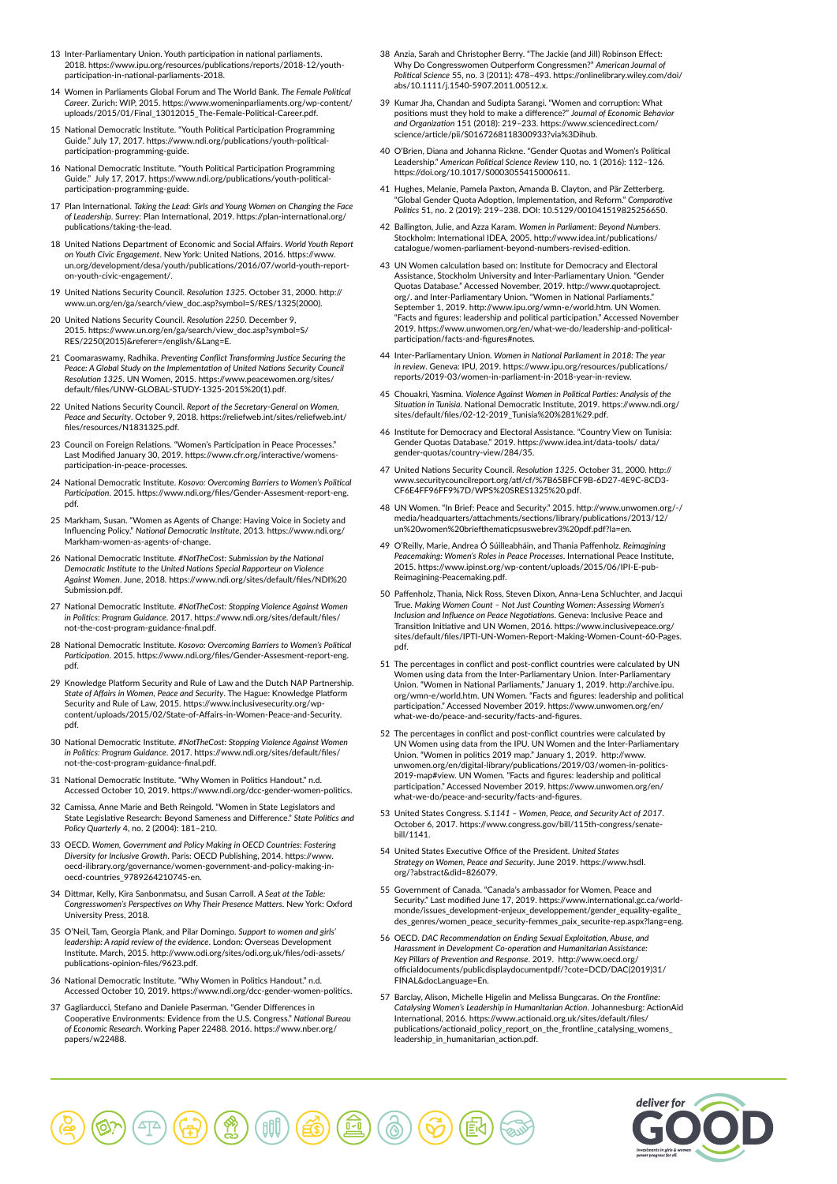13 Inter-Parliamentary Union. Youth participation in national parliaments. 2018. https://www.ipu.org/resources/publications/reports/2018-12/youth-participation-in-national-parliaments-2018.

14 Women in Parliaments Global Forum and The World Bank. *The Female Political Career*. Zurich: WIP, 2015. https://www.womeninparliaments.org/wp-content/uploads/2015/01/Final_13012015_The-Female-Political-Career.pdf.

15 National Democratic Institute. "Youth Political Participation Programming Guide." July 17, 2017. https://www.ndi.org/publications/youth-political-participation-programming-guide.

16 National Democratic Institute. "Youth Political Participation Programming Guide." July 17, 2017. https://www.ndi.org/publications/youth-political-participation-programming-guide.

17 Plan International. *Taking the Lead: Girls and Young Women on Changing the Face of Leadership*. Surrey: Plan International, 2019. https://plan-international.org/publications/taking-the-lead.

18 United Nations Department of Economic and Social Affairs. *World Youth Report on Youth Civic Engagement*. New York: United Nations, 2016. https://www.un.org/development/desa/youth/publications/2016/07/world-youth-report-on-youth-civic-engagement/.

19 United Nations Security Council. *Resolution 1325*. October 31, 2000. http://www.un.org/en/ga/search/view_doc.asp?symbol=S/RES/1325(2000).

20 United Nations Security Council. *Resolution 2250*. December 9, 2015. https://www.un.org/en/ga/search/view_doc.asp?symbol=S/RES/2250(2015)&referer=/english/&Lang=E.

21 Coomaraswamy, Radhika. *Preventing Conflict Transforming Justice Securing the Peace: A Global Study on the Implementation of United Nations Security Council Resolution 1325*. UN Women, 2015. https://www.peacewomen.org/sites/default/files/UNW-GLOBAL-STUDY-1325-2015%20(1).pdf.

22 United Nations Security Council. *Report of the Secretary-General on Women, Peace and Security*. October 9, 2018. https://reliefweb.int/sites/reliefweb.int/files/resources/N1831325.pdf.

23 Council on Foreign Relations. "Women's Participation in Peace Processes." Last Modified January 30, 2019. https://www.cfr.org/interactive/womens-participation-in-peace-processes.

24 National Democratic Institute. *Kosovo: Overcoming Barriers to Women's Political Participation*. 2015. https://www.ndi.org/files/Gender-Assesment-report-eng.pdf.

25 Markham, Susan. "Women as Agents of Change: Having Voice in Society and Influencing Policy." *National Democratic Institute*, 2013. https://www.ndi.org/Markham-women-as-agents-of-change.

26 National Democratic Institute. *#NotTheCost: Submission by the National Democratic Institute to the United Nations Special Rapporteur on Violence Against Women*. June, 2018. https://www.ndi.org/sites/default/files/NDI%20Submission.pdf.

27 National Democratic Institute. *#NotTheCost: Stopping Violence Against Women in Politics: Program Guidance*. 2017. https://www.ndi.org/sites/default/files/not-the-cost-program-guidance-final.pdf.

28 National Democratic Institute. *Kosovo: Overcoming Barriers to Women's Political Participation*. 2015. https://www.ndi.org/files/Gender-Assesment-report-eng.pdf.

29 Knowledge Platform Security and Rule of Law and the Dutch NAP Partnership. *State of Affairs in Women, Peace and Security*. The Hague: Knowledge Platform Security and Rule of Law, 2015. https://www.inclusivesecurity.org/wp-content/uploads/2015/02/State-of-Affairs-in-Women-Peace-and-Security.pdf.

30 National Democratic Institute. *#NotTheCost: Stopping Violence Against Women in Politics: Program Guidance*. 2017. https://www.ndi.org/sites/default/files/not-the-cost-program-guidance-final.pdf.

31 National Democratic Institute. "Why Women in Politics Handout." n.d. Accessed October 10, 2019. https://www.ndi.org/dcc-gender-women-politics.

32 Camissa, Anne Marie and Beth Reingold. "Women in State Legislators and State Legislative Research: Beyond Sameness and Difference." *State Politics and Policy Quarterly* 4, no. 2 (2004): 181–210.

33 OECD. *Women, Government and Policy Making in OECD Countries: Fostering Diversity for Inclusive Growth*. Paris: OECD Publishing, 2014. https://www.oecd-ilibrary.org/governance/women-government-and-policy-making-in-oecd-countries_9789264210745-en.

34 Dittmar, Kelly, Kira Sanbonmatsu, and Susan Carroll. *A Seat at the Table: Congresswomen's Perspectives on Why Their Presence Matters*. New York: Oxford University Press, 2018.

35 O'Neil, Tam, Georgia Plank, and Pilar Domingo. *Support to women and girls' leadership: A rapid review of the evidence*. London: Overseas Development Institute. March, 2015. http://www.odi.org/sites/odi.org.uk/files/odi-assets/publications-opinion-files/9623.pdf.

36 National Democratic Institute. "Why Women in Politics Handout." n.d. Accessed October 10, 2019. https://www.ndi.org/dcc-gender-women-politics.

37 Gagliarducci, Stefano and Daniele Paserman. "Gender Differences in Cooperative Environments: Evidence from the U.S. Congress." *National Bureau of Economic Research*. Working Paper 22488. 2016. https://www.nber.org/papers/w22488.

38 Anzia, Sarah and Christopher Berry. "The Jackie (and Jill) Robinson Effect: Why Do Congresswomen Outperform Congressmen?" *American Journal of Political Science* 55, no. 3 (2011): 478–493. https://onlinelibrary.wiley.com/doi/abs/10.1111/j.1540-5907.2011.00512.x.

39 Kumar Jha, Chandan and Sudipta Sarangi. "Women and corruption: What positions must they hold to make a difference?" *Journal of Economic Behavior and Organization* 151 (2018): 219–233. https://www.sciencedirect.com/science/article/pii/S0167268118300933?via%3Dihub.

40 O'Brien, Diana and Johanna Rickne. "Gender Quotas and Women's Political Leadership." *American Political Science Review* 110, no. 1 (2016): 112–126. https://doi.org/10.1017/S0003055415000611.

41 Hughes, Melanie, Pamela Paxton, Amanda B. Clayton, and Pär Zetterberg. "Global Gender Quota Adoption, Implementation, and Reform." *Comparative Politics* 51, no. 2 (2019): 219–238. DOI: 10.5129/001041519825256650.

42 Ballington, Julie, and Azza Karam. *Women in Parliament: Beyond Numbers*. Stockholm: International IDEA, 2005. http://www.idea.int/publications/catalogue/women-parliament-beyond-numbers-revised-edition.

43 UN Women calculation based on: Institute for Democracy and Electoral Assistance, Stockholm University and Inter-Parliamentary Union. "Gender Quotas Database." Accessed November, 2019. http://www.quotaproject.org/. and Inter-Parliamentary Union. "Women in National Parliaments." September 1, 2019. http://www.ipu.org/wmn-e/world.htm. UN Women. "Facts and figures: leadership and political participation." Accessed November 2019. https://www.unwomen.org/en/what-we-do/leadership-and-political-participation/facts-and-figures#notes.

44 Inter-Parliamentary Union. *Women in National Parliament in 2018: The year in review*. Geneva: IPU, 2019. https://www.ipu.org/resources/publications/reports/2019-03/women-in-parliament-in-2018-year-in-review.

45 Chouakri, Yasmina. *Violence Against Women in Political Parties: Analysis of the Situation in Tunisia*. National Democratic Institute, 2019. https://www.ndi.org/sites/default/files/02-12-2019_Tunisia%20%281%29.pdf.

46 Institute for Democracy and Electoral Assistance. "Country View on Tunisia: Gender Quotas Database." 2019. https://www.idea.int/data-tools/data/gender-quotas/country-view/284/35.

47 United Nations Security Council. *Resolution 1325*. October 31, 2000. http://www.securitycouncilreport.org/atf/cf/%7B65BFCF9B-6D27-4E9C-8CD3-CF6E4FF96FF9%7D/WPS%20SRES1325%20.pdf.

48 UN Women. "In Brief: Peace and Security." 2015. http://www.unwomen.org/-/media/headquarters/attachments/sections/library/publications/2013/12/un%20women%20briefthematicpsuswebrev3%20pdf.pdf?la=en.

49 O'Reilly, Marie, Andrea Ó Súilleabháin, and Thania Paffenholz. *Reimagining Peacemaking: Women's Roles in Peace Processes*. International Peace Institute, 2015. https://www.ipinst.org/wp-content/uploads/2015/06/IPI-E-pub-Reimagining-Peacemaking.pdf.

50 Paffenholz, Thania, Nick Ross, Steven Dixon, Anna-Lena Schluchter, and Jacqui True. *Making Women Count – Not Just Counting Women: Assessing Women's Inclusion and Influence on Peace Negotiations*. Geneva: Inclusive Peace and Transition Initiative and UN Women, 2016. https://www.inclusivepeace.org/sites/default/files/IPTI-UN-Women-Report-Making-Women-Count-60-Pages.pdf.

51 The percentages in conflict and post-conflict countries were calculated by UN Women using data from the Inter-Parliamentary Union. Inter-Parliamentary Union. "Women in National Parliaments," January 1, 2019. http://archive.ipu.org/wmn-e/world.htm. UN Women. "Facts and figures: leadership and political participation." Accessed November 2019. https://www.unwomen.org/en/what-we-do/peace-and-security/facts-and-figures.

52 The percentages in conflict and post-conflict countries were calculated by UN Women using data from the IPU. UN Women and the Inter-Parliamentary Union. "Women in politics 2019 map." January 1, 2019. http://www.unwomen.org/en/digital-library/publications/2019/03/women-in-politics-2019-map#view. UN Women. "Facts and figures: leadership and political participation." Accessed November 2019. https://www.unwomen.org/en/what-we-do/peace-and-security/facts-and-figures.

53 United States Congress. *S.1141 – Women, Peace, and Security Act of 2017*. October 6, 2017. https://www.congress.gov/bill/115th-congress/senate-bill/1141.

54 United States Executive Office of the President. *United States Strategy on Women, Peace and Security*. June 2019. https://www.hsdl.org/?abstract&did=826079.

55 Government of Canada. "Canada's ambassador for Women, Peace and Security." Last modified June 17, 2019. https://www.international.gc.ca/world-monde/issues_development-enjeux_developpement/gender_equality-egalite_des_genres/women_peace_security-femmes_paix_securite-rep.aspx?lang=eng.

56 OECD. *DAC Recommendation on Ending Sexual Exploitation, Abuse, and Harassment in Development Co-operation and Humanitarian Assistance: Key Pillars of Prevention and Response*. 2019. http://www.oecd.org/officialdocuments/publicdisplaydocumentpdf/?cote=DCD/DAC(2019)31/FINAL&docLanguage=En.

57 Barclay, Alison, Michelle Higelin and Melissa Bungcaras. *On the Frontline: Catalysing Women's Leadership in Humanitarian Action*. Johannesburg: ActionAid International, 2016. https://www.actionaid.org.uk/sites/default/files/publications/actionaid_policy_report_on_the_frontline_catalysing_womens_leadership_in_humanitarian_action.pdf.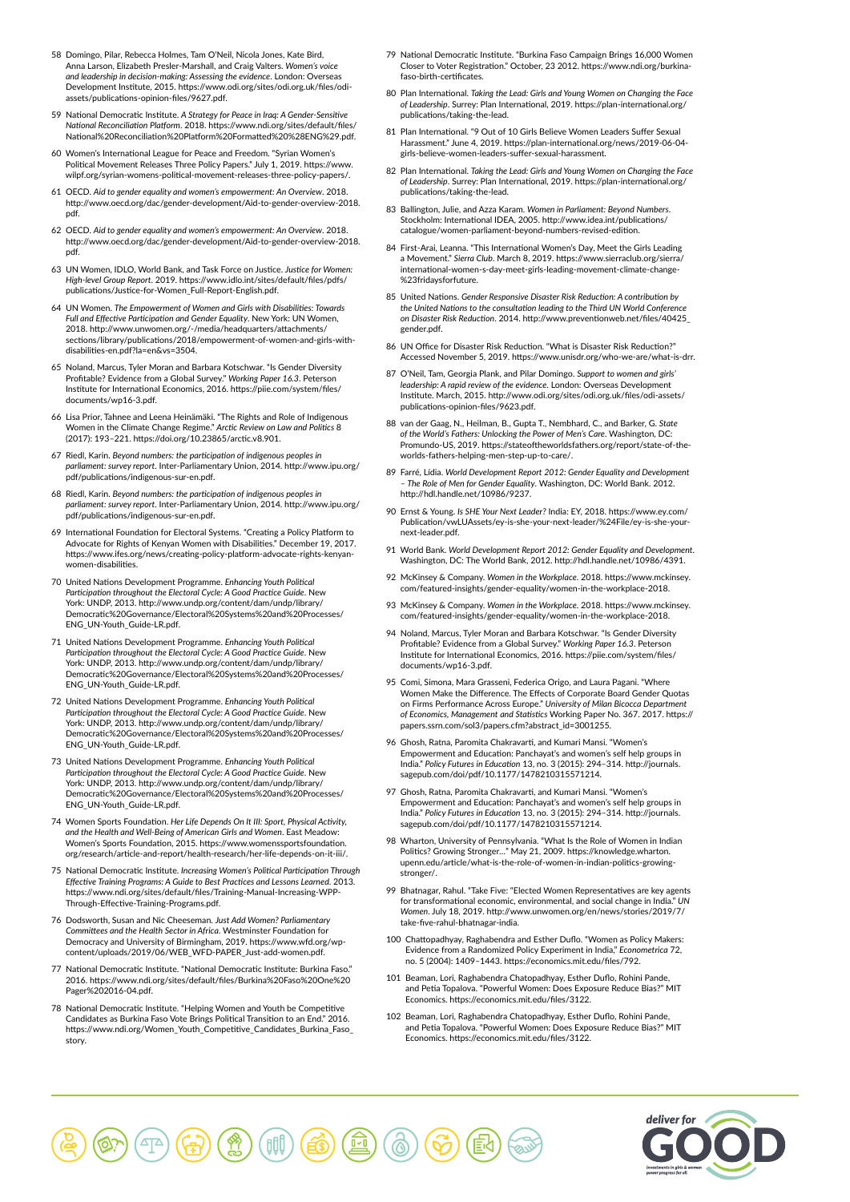58 Domingo, Pilar, Rebecca Holmes, Tam O'Neil, Nicola Jones, Kate Bird, Anna Larson, Elizabeth Presler-Marshall, and Craig Valters. *Women's voice and leadership in decision-making: Assessing the evidence*. London: Overseas Development Institute, 2015. https://www.odi.org/sites/odi.org.uk/files/odi-assets/publications-opinion-files/9627.pdf.

59 National Democratic Institute. *A Strategy for Peace in Iraq: A Gender-Sensitive National Reconciliation Platform*. 2018. https://www.ndi.org/sites/default/files/National%20Reconciliation%20Platform%20Formatted%20%28ENG%29.pdf.

60 Women's International League for Peace and Freedom. "Syrian Women's Political Movement Releases Three Policy Papers." July 1, 2019. https://www.wilpf.org/syrian-womens-political-movement-releases-three-policy-papers/.

61 OECD. *Aid to gender equality and women's empowerment: An Overview*. 2018. http://www.oecd.org/dac/gender-development/Aid-to-gender-overview-2018.pdf.

62 OECD. *Aid to gender equality and women's empowerment: An Overview*. 2018. http://www.oecd.org/dac/gender-development/Aid-to-gender-overview-2018.pdf.

63 UN Women, IDLO, World Bank, and Task Force on Justice. *Justice for Women: High-level Group Report*. 2019. https://www.idlo.int/sites/default/files/pdfs/publications/Justice-for-Women_Full-Report-English.pdf.

64 UN Women. *The Empowerment of Women and Girls with Disabilities: Towards Full and Effective Participation and Gender Equality*. New York: UN Women, 2018. http://www.unwomen.org/-/media/headquarters/attachments/sections/library/publications/2018/empowerment-of-women-and-girls-with-disabilities-en.pdf?la=en&vs=3504.

65 Noland, Marcus, Tyler Moran and Barbara Kotschwar. "Is Gender Diversity Profitable? Evidence from a Global Survey." *Working Paper 16.3*. Peterson Institute for International Economics, 2016. https://piie.com/system/files/documents/wp16-3.pdf.

66 Lisa Prior, Tahnee and Leena Heinämäki. "The Rights and Role of Indigenous Women in the Climate Change Regime." *Arctic Review on Law and Politics* 8 (2017): 193–221. https://doi.org/10.23865/arctic.v8.901.

67 Riedl, Karin. *Beyond numbers: the participation of indigenous peoples in parliament: survey report*. Inter-Parliamentary Union, 2014. http://www.ipu.org/pdf/publications/indigenous-sur-en.pdf.

68 Riedl, Karin. *Beyond numbers: the participation of indigenous peoples in parliament: survey report*. Inter-Parliamentary Union, 2014. http://www.ipu.org/pdf/publications/indigenous-sur-en.pdf.

69 International Foundation for Electoral Systems. "Creating a Policy Platform to Advocate for Rights of Kenyan Women with Disabilities." December 19, 2017. https://www.ifes.org/news/creating-policy-platform-advocate-rights-kenyan-women-disabilities.

70 United Nations Development Programme. *Enhancing Youth Political Participation throughout the Electoral Cycle: A Good Practice Guide*. New York: UNDP, 2013. http://www.undp.org/content/dam/undp/library/Democratic%20Governance/Electoral%20Systems%20and%20Processes/ENG_UN-Youth_Guide-LR.pdf.

71 United Nations Development Programme. *Enhancing Youth Political Participation throughout the Electoral Cycle: A Good Practice Guide*. New York: UNDP, 2013. http://www.undp.org/content/dam/undp/library/Democratic%20Governance/Electoral%20Systems%20and%20Processes/ENG_UN-Youth_Guide-LR.pdf.

72 United Nations Development Programme. *Enhancing Youth Political Participation throughout the Electoral Cycle: A Good Practice Guide*. New York: UNDP, 2013. http://www.undp.org/content/dam/undp/library/Democratic%20Governance/Electoral%20Systems%20and%20Processes/ENG_UN-Youth_Guide-LR.pdf.

73 United Nations Development Programme. *Enhancing Youth Political Participation throughout the Electoral Cycle: A Good Practice Guide*. New York: UNDP, 2013. http://www.undp.org/content/dam/undp/library/Democratic%20Governance/Electoral%20Systems%20and%20Processes/ENG_UN-Youth_Guide-LR.pdf.

74 Women Sports Foundation. *Her Life Depends On It III: Sport, Physical Activity, and the Health and Well-Being of American Girls and Women*. East Meadow: Women's Sports Foundation, 2015. https://www.womenssportsfoundation.org/research/article-and-report/health-research/her-life-depends-on-it-iii/.

75 National Democratic Institute. *Increasing Women's Political Participation Through Effective Training Programs: A Guide to Best Practices and Lessons Learned*. 2013. https://www.ndi.org/sites/default/files/Training-Manual-Increasing-WPP-Through-Effective-Training-Programs.pdf.

76 Dodsworth, Susan and Nic Cheeseman. *Just Add Women? Parliamentary Committees and the Health Sector in Africa*. Westminster Foundation for Democracy and University of Birmingham, 2019. https://www.wfd.org/wp-content/uploads/2019/06/WEB_WFD-PAPER_Just-add-women.pdf.

77 National Democratic Institute. "National Democratic Institute: Burkina Faso." 2016. https://www.ndi.org/sites/default/files/Burkina%20Faso%20One%20Pager%202016-04.pdf.

78 National Democratic Institute. "Helping Women and Youth be Competitive Candidates as Burkina Faso Vote Brings Political Transition to an End." 2016. https://www.ndi.org/Women_Youth_Competitive_Candidates_Burkina_Faso_story.

79 National Democratic Institute. "Burkina Faso Campaign Brings 16,000 Women Closer to Voter Registration." October, 23 2012. https://www.ndi.org/burkina-faso-birth-certificates.

80 Plan International. *Taking the Lead: Girls and Young Women on Changing the Face of Leadership*. Surrey: Plan International, 2019. https://plan-international.org/publications/taking-the-lead.

81 Plan International. "9 Out of 10 Girls Believe Women Leaders Suffer Sexual Harassment." June 4, 2019. https://plan-international.org/news/2019-06-04-girls-believe-women-leaders-suffer-sexual-harassment.

82 Plan International. *Taking the Lead: Girls and Young Women on Changing the Face of Leadership*. Surrey: Plan International, 2019. https://plan-international.org/publications/taking-the-lead.

83 Ballington, Julie, and Azza Karam. *Women in Parliament: Beyond Numbers*. Stockholm: International IDEA, 2005. http://www.idea.int/publications/catalogue/women-parliament-beyond-numbers-revised-edition.

84 First-Arai, Leanna. "This International Women's Day, Meet the Girls Leading a Movement." *Sierra Club*. March 8, 2019. https://www.sierraclub.org/sierra/international-women-s-day-meet-girls-leading-movement-climate-change-%23fridaysforfuture.

85 United Nations. *Gender Responsive Disaster Risk Reduction: A contribution by the United Nations to the consultation leading to the Third UN World Conference on Disaster Risk Reduction*. 2014. http://www.preventionweb.net/files/40425_gender.pdf.

86 UN Office for Disaster Risk Reduction. "What is Disaster Risk Reduction?" Accessed November 5, 2019. https://www.unisdr.org/who-we-are/what-is-drr.

87 O'Neil, Tam, Georgia Plank, and Pilar Domingo. *Support to women and girls' leadership: A rapid review of the evidence*. London: Overseas Development Institute. March, 2015. http://www.odi.org/sites/odi.org.uk/files/odi-assets/publications-opinion-files/9623.pdf.

88 van der Gaag, N., Heilman, B., Gupta T., Nembhard, C., and Barker, G. *State of the World's Fathers: Unlocking the Power of Men's Care*. Washington, DC: Promundo-US, 2019. https://stateoftheworldsfathers.org/report/state-of-the-worlds-fathers-helping-men-step-up-to-care/.

89 Farré, Lídia. *World Development Report 2012: Gender Equality and Development – The Role of Men for Gender Equality*. Washington, DC: World Bank. 2012. http://hdl.handle.net/10986/9237.

90 Ernst & Young. *Is SHE Your Next Leader?* India: EY, 2018. https://www.ey.com/Publication/vwLUAssets/ey-is-she-your-next-leader/%24File/ey-is-she-your-next-leader.pdf.

91 World Bank. *World Development Report 2012: Gender Equality and Development*. Washington, DC: The World Bank, 2012. http://hdl.handle.net/10986/4391.

92 McKinsey & Company. *Women in the Workplace*. 2018. https://www.mckinsey.com/featured-insights/gender-equality/women-in-the-workplace-2018.

93 McKinsey & Company. *Women in the Workplace*. 2018. https://www.mckinsey.com/featured-insights/gender-equality/women-in-the-workplace-2018.

94 Noland, Marcus, Tyler Moran and Barbara Kotschwar. "Is Gender Diversity Profitable? Evidence from a Global Survey." *Working Paper 16.3*. Peterson Institute for International Economics, 2016. https://piie.com/system/files/documents/wp16-3.pdf.

95 Comi, Simona, Mara Grasseni, Federica Origo, and Laura Pagani. "Where Women Make the Difference. The Effects of Corporate Board Gender Quotas on Firms Performance Across Europe." *University of Milan Bicocca Department of Economics, Management and Statistics* Working Paper No. 367. 2017. https://papers.ssrn.com/sol3/papers.cfm?abstract_id=3001255.

96 Ghosh, Ratna, Paromita Chakravarti, and Kumari Mansi. "Women's Empowerment and Education: Panchayat's and women's self help groups in India." *Policy Futures in Education* 13, no. 3 (2015): 294–314. http://journals.sagepub.com/doi/pdf/10.1177/1478210315571214.

97 Ghosh, Ratna, Paromita Chakravarti, and Kumari Mansi. "Women's Empowerment and Education: Panchayat's and women's self help groups in India." *Policy Futures in Education* 13, no. 3 (2015): 294–314. http://journals.sagepub.com/doi/pdf/10.1177/1478210315571214.

98 Wharton, University of Pennsylvania. "What Is the Role of Women in Indian Politics? Growing Stronger…" May 21, 2009. https://knowledge.wharton.upenn.edu/article/what-is-the-role-of-women-in-indian-politics-growing-stronger/.

99 Bhatnagar, Rahul. "Take Five: "Elected Women Representatives are key agents for transformational economic, environmental, and social change in India." *UN Women*. July 18, 2019. http://www.unwomen.org/en/news/stories/2019/7/take-five-rahul-bhatnagar-india.

100 Chattopadhyay, Raghabendra and Esther Duflo. "Women as Policy Makers: Evidence from a Randomized Policy Experiment in India," *Econometrica* 72, no. 5 (2004): 1409–1443. https://economics.mit.edu/files/792.

101 Beaman, Lori, Raghabendra Chatopadhyay, Esther Duflo, Rohini Pande, and Petia Topalova. "Powerful Women: Does Exposure Reduce Bias?" MIT Economics. https://economics.mit.edu/files/3122.

102 Beaman, Lori, Raghabendra Chatopadhyay, Esther Duflo, Rohini Pande, and Petia Topalova. "Powerful Women: Does Exposure Reduce Bias?" MIT Economics. https://economics.mit.edu/files/3122.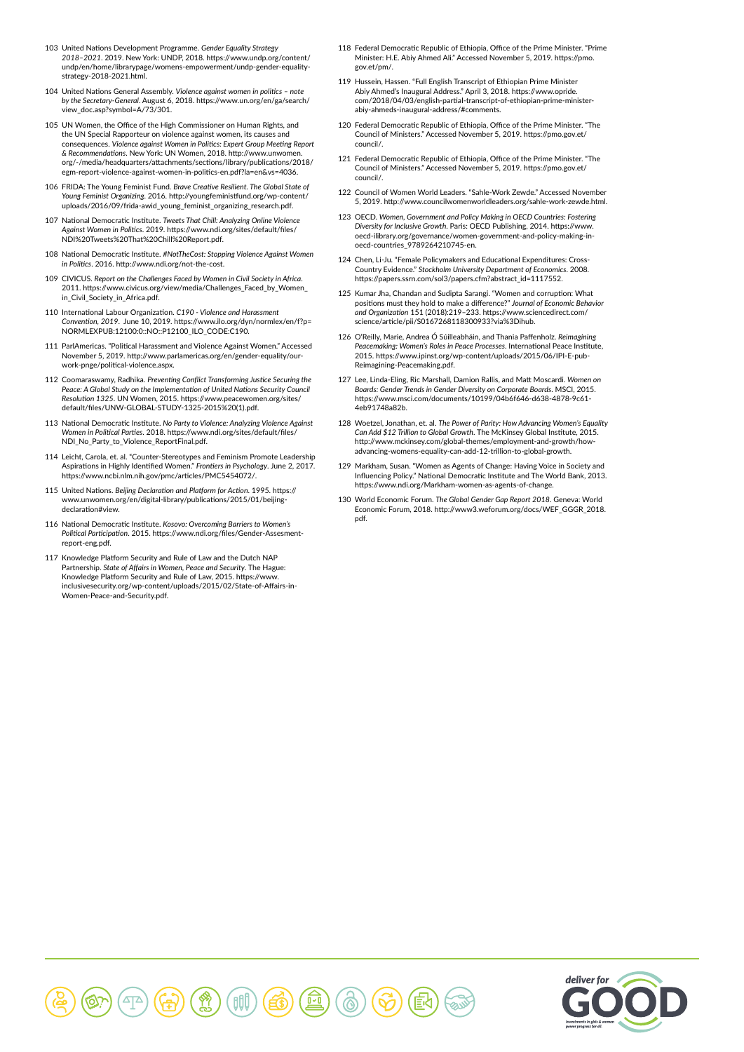103 United Nations Development Programme. *Gender Equality Strategy 2018–2021*. 2019. New York: UNDP, 2018. https://www.undp.org/content/undp/en/home/librarypage/womens-empowerment/undp-gender-equality-strategy-2018-2021.html.

104 United Nations General Assembly. *Violence against women in politics – note by the Secretary-General*. August 6, 2018. https://www.un.org/en/ga/search/view_doc.asp?symbol=A/73/301.

105 UN Women, the Office of the High Commissioner on Human Rights, and the UN Special Rapporteur on violence against women, its causes and consequences. *Violence against Women in Politics: Expert Group Meeting Report & Recommendations*. New York: UN Women, 2018. http://www.unwomen.org/-/media/headquarters/attachments/sections/library/publications/2018/egm-report-violence-against-women-in-politics-en.pdf?la=en&vs=4036.

106 FRIDA: The Young Feminist Fund. *Brave Creative Resilient. The Global State of Young Feminist Organizing*. 2016. http://youngfeministfund.org/wp-content/uploads/2016/09/frida-awid_young_feminist_organizing_research.pdf.

107 National Democratic Institute. *Tweets That Chill: Analyzing Online Violence Against Women in Politics*. 2019. https://www.ndi.org/sites/default/files/NDI%20Tweets%20That%20Chill%20Report.pdf.

108 National Democratic Institute. *#NotTheCost: Stopping Violence Against Women in Politics*. 2016. http://www.ndi.org/not-the-cost.

109 CIVICUS. *Report on the Challenges Faced by Women in Civil Society in Africa*. 2011. https://www.civicus.org/view/media/Challenges_Faced_by_Women_in_Civil_Society_in_Africa.pdf.

110 International Labour Organization. *C190 - Violence and Harassment Convention, 2019*. June 10, 2019. https://www.ilo.org/dyn/normlex/en/f?p=NORMLEXPUB:12100:0::NO::P12100_ILO_CODE:C190.

111 ParlAmericas. "Political Harassment and Violence Against Women." Accessed November 5, 2019. http://www.parlamericas.org/en/gender-equality/our-work-pnge/political-violence.aspx.

112 Coomaraswamy, Radhika. *Preventing Conflict Transforming Justice Securing the Peace: A Global Study on the Implementation of United Nations Security Council Resolution 1325*. UN Women, 2015. https://www.peacewomen.org/sites/default/files/UNW-GLOBAL-STUDY-1325-2015%20(1).pdf.

113 National Democratic Institute. *No Party to Violence: Analyzing Violence Against Women in Political Parties*. 2018. https://www.ndi.org/sites/default/files/NDI_No_Party_to_Violence_ReportFinal.pdf.

114 Leicht, Carola, et. al. "Counter-Stereotypes and Feminism Promote Leadership Aspirations in Highly Identified Women." *Frontiers in Psychology*. June 2, 2017. https://www.ncbi.nlm.nih.gov/pmc/articles/PMC5454072/.

115 United Nations. *Beijing Declaration and Platform for Action*. 1995. https://www.unwomen.org/en/digital-library/publications/2015/01/beijing-declaration#view.

116 National Democratic Institute. *Kosovo: Overcoming Barriers to Women's Political Participation*. 2015. https://www.ndi.org/files/Gender-Assesment-report-eng.pdf.

117 Knowledge Platform Security and Rule of Law and the Dutch NAP Partnership. *State of Affairs in Women, Peace and Security*. The Hague: Knowledge Platform Security and Rule of Law, 2015. https://www.inclusivesecurity.org/wp-content/uploads/2015/02/State-of-Affairs-in-Women-Peace-and-Security.pdf.

118 Federal Democratic Republic of Ethiopia, Office of the Prime Minister. "Prime Minister: H.E. Abiy Ahmed Ali." Accessed November 5, 2019. https://pmo.gov.et/pm/.

119 Hussein, Hassen. "Full English Transcript of Ethiopian Prime Minister Abiy Ahmed's Inaugural Address." April 3, 2018. https://www.opride.com/2018/04/03/english-partial-transcript-of-ethiopian-prime-minister-abiy-ahmeds-inaugural-address/#comments.

120 Federal Democratic Republic of Ethiopia, Office of the Prime Minister. "The Council of Ministers." Accessed November 5, 2019. https://pmo.gov.et/council/.

121 Federal Democratic Republic of Ethiopia, Office of the Prime Minister. "The Council of Ministers." Accessed November 5, 2019. https://pmo.gov.et/council/.

122 Council of Women World Leaders. "Sahle-Work Zewde." Accessed November 5, 2019. http://www.councilwomenworldleaders.org/sahle-work-zewde.html.

123 OECD. *Women, Government and Policy Making in OECD Countries: Fostering Diversity for Inclusive Growth*. Paris: OECD Publishing, 2014. https://www.oecd-ilibrary.org/governance/women-government-and-policy-making-in-oecd-countries_9789264210745-en.

124 Chen, Li-Ju. "Female Policymakers and Educational Expenditures: Cross-Country Evidence." *Stockholm University Department of Economics*. 2008. https://papers.ssrn.com/sol3/papers.cfm?abstract_id=1117552.

125 Kumar Jha, Chandan and Sudipta Sarangi. "Women and corruption: What positions must they hold to make a difference?" *Journal of Economic Behavior and Organization* 151 (2018):219–233. https://www.sciencedirect.com/science/article/pii/S0167268118300933?via%3Dihub.

126 O'Reilly, Marie, Andrea Ó Súilleabháin, and Thania Paffenholz. *Reimagining Peacemaking: Women's Roles in Peace Processes*. International Peace Institute, 2015. https://www.ipinst.org/wp-content/uploads/2015/06/IPI-E-pub-Reimagining-Peacemaking.pdf.

127 Lee, Linda-Eling, Ric Marshall, Damion Rallis, and Matt Moscardi. *Women on Boards: Gender Trends in Gender Diversity on Corporate Boards*. MSCI, 2015. https://www.msci.com/documents/10199/04b6f646-d638-4878-9c61-4eb91748a82b.

128 Woetzel, Jonathan, et. al. *The Power of Parity: How Advancing Women's Equality Can Add $12 Trillion to Global Growth*. The McKinsey Global Institute, 2015. http://www.mckinsey.com/global-themes/employment-and-growth/how-advancing-womens-equality-can-add-12-trillion-to-global-growth.

129 Markham, Susan. "Women as Agents of Change: Having Voice in Society and Influencing Policy." National Democratic Institute and The World Bank, 2013. https://www.ndi.org/Markham-women-as-agents-of-change.

130 World Economic Forum. *The Global Gender Gap Report 2018*. Geneva: World Economic Forum, 2018. http://www3.weforum.org/docs/WEF_GGGR_2018.pdf.